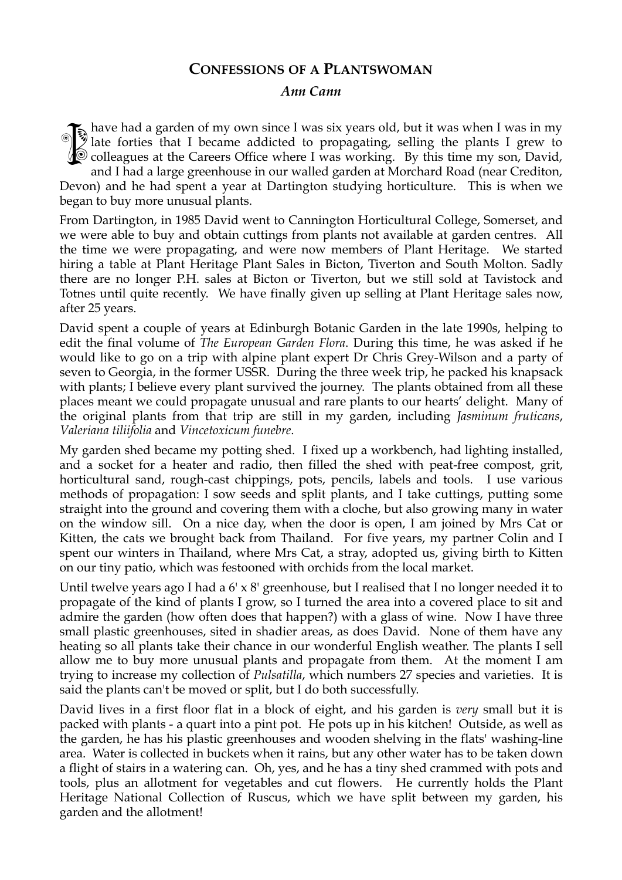## Confessions of a Plantswoman

***Ann Cann***

I have had a garden of my own since I was six years old, but it was when I was in my late forties that I became addicted to propagating, selling the plants I grew to colleagues at the Careers Office where I was working. By this time my son, David, and I had a large greenhouse in our walled garden at Morchard Road (near Crediton, Devon) and he had spent a year at Dartington studying horticulture. This is when we began to buy more unusual plants.

From Dartington, in 1985 David went to Cannington Horticultural College, Somerset, and we were able to buy and obtain cuttings from plants not available at garden centres. All the time we were propagating, and were now members of Plant Heritage. We started hiring a table at Plant Heritage Plant Sales in Bicton, Tiverton and South Molton. Sadly there are no longer P.H. sales at Bicton or Tiverton, but we still sold at Tavistock and Totnes until quite recently. We have finally given up selling at Plant Heritage sales now, after 25 years.

David spent a couple of years at Edinburgh Botanic Garden in the late 1990s, helping to edit the final volume of *The European Garden Flora*. During this time, he was asked if he would like to go on a trip with alpine plant expert Dr Chris Grey-Wilson and a party of seven to Georgia, in the former USSR. During the three week trip, he packed his knapsack with plants; I believe every plant survived the journey. The plants obtained from all these places meant we could propagate unusual and rare plants to our hearts' delight. Many of the original plants from that trip are still in my garden, including *Jasminum fruticans*, *Valeriana tiliifolia* and *Vincetoxicum funebre*.

My garden shed became my potting shed. I fixed up a workbench, had lighting installed, and a socket for a heater and radio, then filled the shed with peat-free compost, grit, horticultural sand, rough-cast chippings, pots, pencils, labels and tools. I use various methods of propagation: I sow seeds and split plants, and I take cuttings, putting some straight into the ground and covering them with a cloche, but also growing many in water on the window sill. On a nice day, when the door is open, I am joined by Mrs Cat or Kitten, the cats we brought back from Thailand. For five years, my partner Colin and I spent our winters in Thailand, where Mrs Cat, a stray, adopted us, giving birth to Kitten on our tiny patio, which was festooned with orchids from the local market.

Until twelve years ago I had a 6' x 8' greenhouse, but I realised that I no longer needed it to propagate of the kind of plants I grow, so I turned the area into a covered place to sit and admire the garden (how often does that happen?) with a glass of wine. Now I have three small plastic greenhouses, sited in shadier areas, as does David. None of them have any heating so all plants take their chance in our wonderful English weather. The plants I sell allow me to buy more unusual plants and propagate from them. At the moment I am trying to increase my collection of *Pulsatilla*, which numbers 27 species and varieties. It is said the plants can't be moved or split, but I do both successfully.

David lives in a first floor flat in a block of eight, and his garden is *very* small but it is packed with plants - a quart into a pint pot. He pots up in his kitchen! Outside, as well as the garden, he has his plastic greenhouses and wooden shelving in the flats' washing-line area. Water is collected in buckets when it rains, but any other water has to be taken down a flight of stairs in a watering can. Oh, yes, and he has a tiny shed crammed with pots and tools, plus an allotment for vegetables and cut flowers. He currently holds the Plant Heritage National Collection of Ruscus, which we have split between my garden, his garden and the allotment!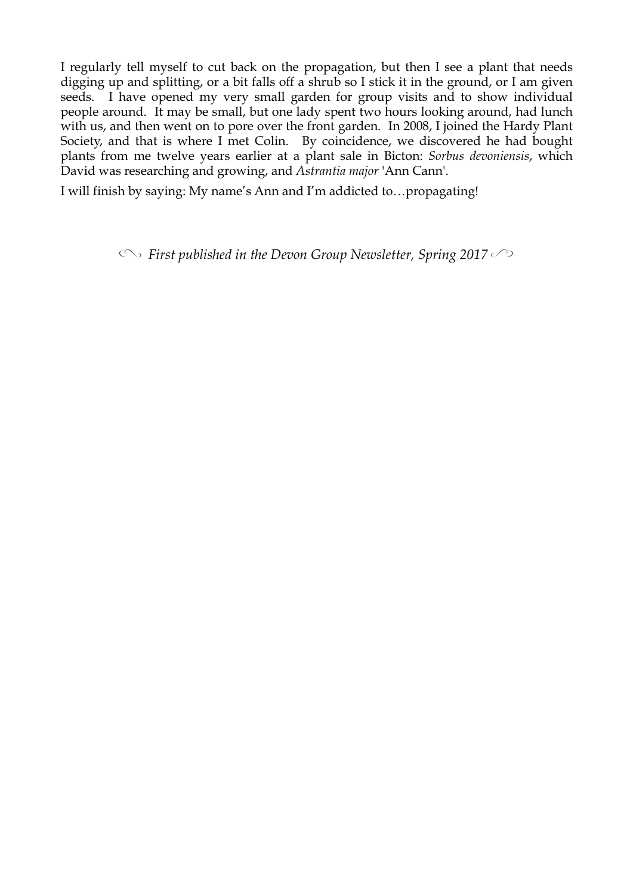I regularly tell myself to cut back on the propagation, but then I see a plant that needs digging up and splitting, or a bit falls off a shrub so I stick it in the ground, or I am given seeds. I have opened my very small garden for group visits and to show individual people around. It may be small, but one lady spent two hours looking around, had lunch with us, and then went on to pore over the front garden. In 2008, I joined the Hardy Plant Society, and that is where I met Colin. By coincidence, we discovered he had bought plants from me twelve years earlier at a plant sale in Bicton: *Sorbus devoniensis*, which David was researching and growing, and *Astrantia major* 'Ann Cann'.

I will finish by saying: My name's Ann and I'm addicted to…propagating!

*First published in the Devon Group Newsletter, Spring 2017*